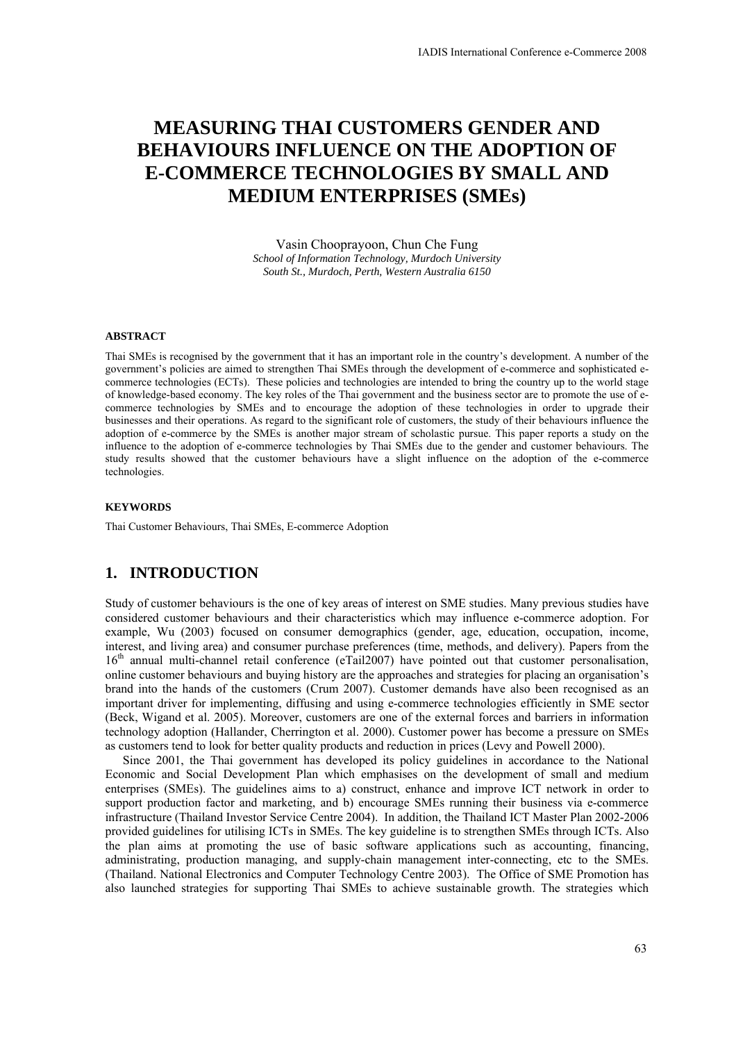# MEASURING THAI CUSTOMERS GENDER AND BEHAVIOURS INFLUENCE ON THE ADOPTION OF E-COMMERCE TECHNOLOGIES BY SMALL AND MEDIUM ENTERPRISES (SMEs)

Vasin Chooprayoon, Chun Che Fung

*School of Information Technology, Murdoch University*
*South St., Murdoch, Perth, Western Australia 6150*

### ABSTRACT

Thai SMEs is recognised by the government that it has an important role in the country's development. A number of the government's policies are aimed to strengthen Thai SMEs through the development of e-commerce and sophisticated e-commerce technologies (ECTs). These policies and technologies are intended to bring the country up to the world stage of knowledge-based economy. The key roles of the Thai government and the business sector are to promote the use of e-commerce technologies by SMEs and to encourage the adoption of these technologies in order to upgrade their businesses and their operations. As regard to the significant role of customers, the study of their behaviours influence the adoption of e-commerce by the SMEs is another major stream of scholastic pursue. This paper reports a study on the influence to the adoption of e-commerce technologies by Thai SMEs due to the gender and customer behaviours. The study results showed that the customer behaviours have a slight influence on the adoption of the e-commerce technologies.

### KEYWORDS

Thai Customer Behaviours, Thai SMEs, E-commerce Adoption

## 1. INTRODUCTION

Study of customer behaviours is the one of key areas of interest on SME studies. Many previous studies have considered customer behaviours and their characteristics which may influence e-commerce adoption. For example, Wu (2003) focused on consumer demographics (gender, age, education, occupation, income, interest, and living area) and consumer purchase preferences (time, methods, and delivery). Papers from the 16th annual multi-channel retail conference (eTail2007) have pointed out that customer personalisation, online customer behaviours and buying history are the approaches and strategies for placing an organisation's brand into the hands of the customers (Crum 2007). Customer demands have also been recognised as an important driver for implementing, diffusing and using e-commerce technologies efficiently in SME sector (Beck, Wigand et al. 2005). Moreover, customers are one of the external forces and barriers in information technology adoption (Hallander, Cherrington et al. 2000). Customer power has become a pressure on SMEs as customers tend to look for better quality products and reduction in prices (Levy and Powell 2000).

Since 2001, the Thai government has developed its policy guidelines in accordance to the National Economic and Social Development Plan which emphasises on the development of small and medium enterprises (SMEs). The guidelines aims to a) construct, enhance and improve ICT network in order to support production factor and marketing, and b) encourage SMEs running their business via e-commerce infrastructure (Thailand Investor Service Centre 2004). In addition, the Thailand ICT Master Plan 2002-2006 provided guidelines for utilising ICTs in SMEs. The key guideline is to strengthen SMEs through ICTs. Also the plan aims at promoting the use of basic software applications such as accounting, financing, administrating, production managing, and supply-chain management inter-connecting, etc to the SMEs. (Thailand. National Electronics and Computer Technology Centre 2003). The Office of SME Promotion has also launched strategies for supporting Thai SMEs to achieve sustainable growth. The strategies which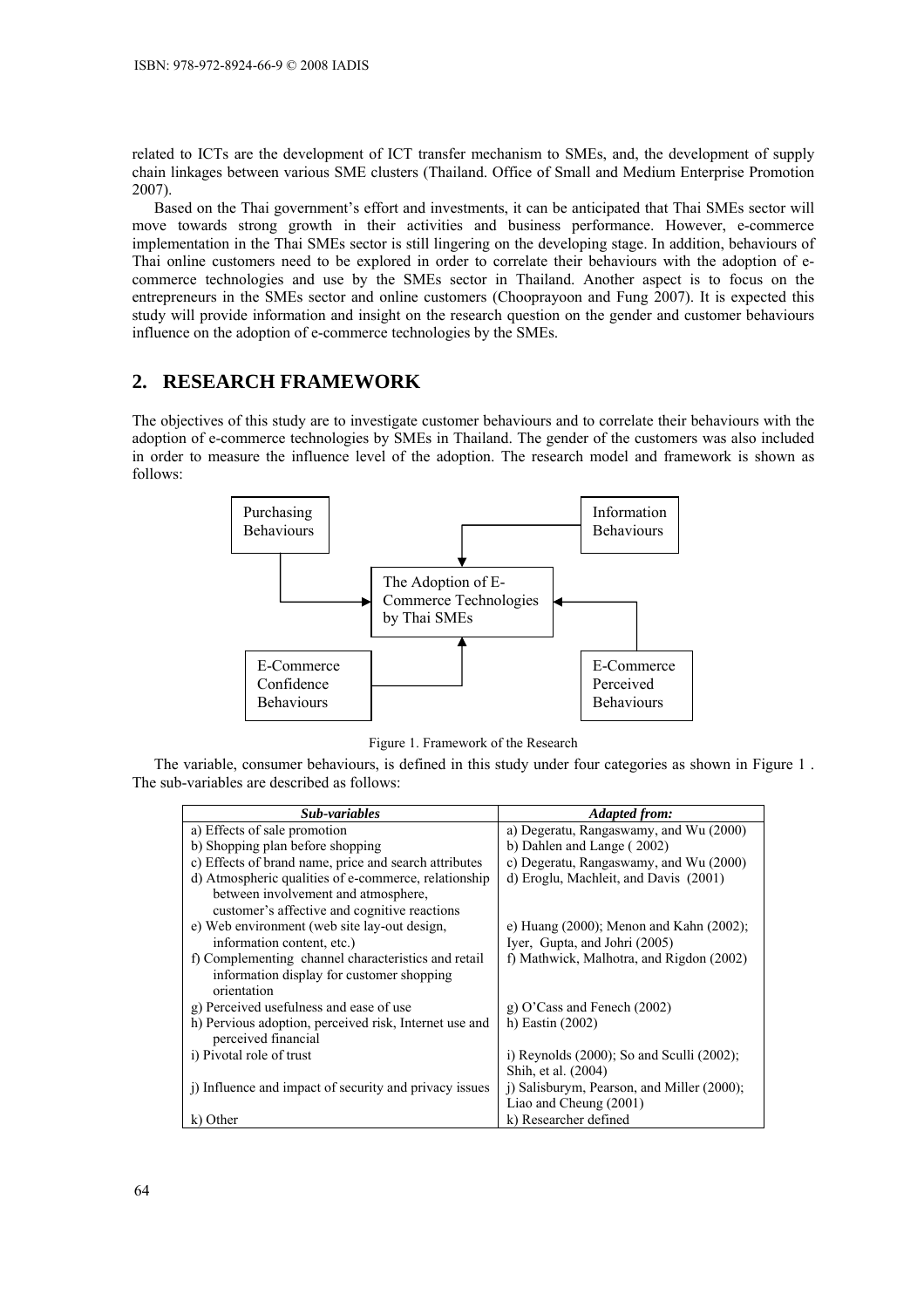related to ICTs are the development of ICT transfer mechanism to SMEs, and, the development of supply chain linkages between various SME clusters (Thailand. Office of Small and Medium Enterprise Promotion 2007).

Based on the Thai government's effort and investments, it can be anticipated that Thai SMEs sector will move towards strong growth in their activities and business performance. However, e-commerce implementation in the Thai SMEs sector is still lingering on the developing stage. In addition, behaviours of Thai online customers need to be explored in order to correlate their behaviours with the adoption of e-commerce technologies and use by the SMEs sector in Thailand. Another aspect is to focus on the entrepreneurs in the SMEs sector and online customers (Chooprayoon and Fung 2007). It is expected this study will provide information and insight on the research question on the gender and customer behaviours influence on the adoption of e-commerce technologies by the SMEs.

## 2. RESEARCH FRAMEWORK

The objectives of this study are to investigate customer behaviours and to correlate their behaviours with the adoption of e-commerce technologies by SMEs in Thailand. The gender of the customers was also included in order to measure the influence level of the adoption. The research model and framework is shown as follows:

Purchasing Behaviours → The Adoption of E-Commerce Technologies by Thai SMEs

Information Behaviours → The Adoption of E-Commerce Technologies by Thai SMEs

E-Commerce Confidence Behaviours → The Adoption of E-Commerce Technologies by Thai SMEs

E-Commerce Perceived Behaviours → The Adoption of E-Commerce Technologies by Thai SMEs

Figure 1. Framework of the Research

The variable, consumer behaviours, is defined in this study under four categories as shown in Figure 1 . The sub-variables are described as follows:

| ***Sub-variables*** | ***Adapted from:*** |
|---|---|
| a) Effects of sale promotion | a) Degeratu, Rangaswamy, and Wu (2000) |
| b) Shopping plan before shopping | b) Dahlen and Lange ( 2002) |
| c) Effects of brand name, price and search attributes | c) Degeratu, Rangaswamy, and Wu (2000) |
| d) Atmospheric qualities of e-commerce, relationship between involvement and atmosphere, customer's affective and cognitive reactions | d) Eroglu, Machleit, and Davis (2001) |
| e) Web environment (web site lay-out design, information content, etc.) | e) Huang (2000); Menon and Kahn (2002); Iyer, Gupta, and Johri (2005) |
| f) Complementing channel characteristics and retail information display for customer shopping orientation | f) Mathwick, Malhotra, and Rigdon (2002) |
| g) Perceived usefulness and ease of use | g) O'Cass and Fenech (2002) |
| h) Pervious adoption, perceived risk, Internet use and perceived financial | h) Eastin (2002) |
| i) Pivotal role of trust | i) Reynolds (2000); So and Sculli (2002); Shih, et al. (2004) |
| j) Influence and impact of security and privacy issues | j) Salisburym, Pearson, and Miller (2000); Liao and Cheung (2001) |
| k) Other | k) Researcher defined |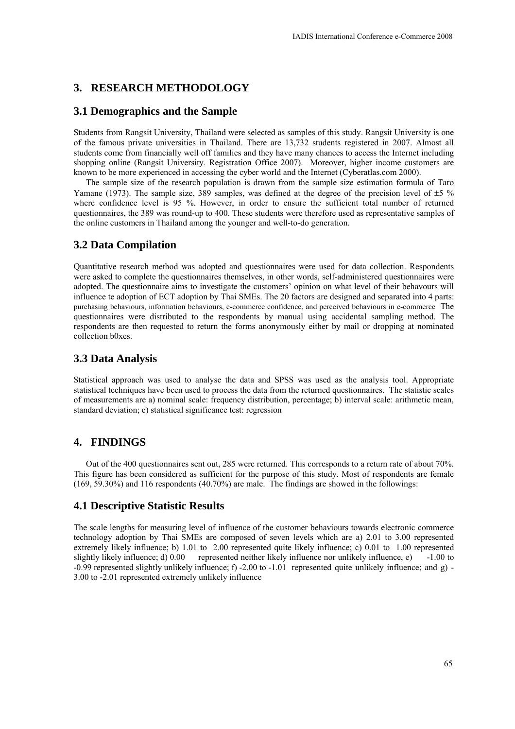## 3. RESEARCH METHODOLOGY

### 3.1 Demographics and the Sample

Students from Rangsit University, Thailand were selected as samples of this study. Rangsit University is one of the famous private universities in Thailand. There are 13,732 students registered in 2007. Almost all students come from financially well off families and they have many chances to access the Internet including shopping online (Rangsit University. Registration Office 2007). Moreover, higher income customers are known to be more experienced in accessing the cyber world and the Internet (Cyberatlas.com 2000).

The sample size of the research population is drawn from the sample size estimation formula of Taro Yamane (1973). The sample size, 389 samples, was defined at the degree of the precision level of ±5 % where confidence level is 95 %. However, in order to ensure the sufficient total number of returned questionnaires, the 389 was round-up to 400. These students were therefore used as representative samples of the online customers in Thailand among the younger and well-to-do generation.

### 3.2 Data Compilation

Quantitative research method was adopted and questionnaires were used for data collection. Respondents were asked to complete the questionnaires themselves, in other words, self-administered questionnaires were adopted. The questionnaire aims to investigate the customers' opinion on what level of their behavours will influence te adoption of ECT adoption by Thai SMEs. The 20 factors are designed and separated into 4 parts: purchasing behaviours, information behaviours, e-commerce confidence, and perceived behaviours in e-commerce The questionnaires were distributed to the respondents by manual using accidental sampling method. The respondents are then requested to return the forms anonymously either by mail or dropping at nominated collection b0xes.

### 3.3 Data Analysis

Statistical approach was used to analyse the data and SPSS was used as the analysis tool. Appropriate statistical techniques have been used to process the data from the returned questionnaires. The statistic scales of measurements are a) nominal scale: frequency distribution, percentage; b) interval scale: arithmetic mean, standard deviation; c) statistical significance test: regression

## 4. FINDINGS

Out of the 400 questionnaires sent out, 285 were returned. This corresponds to a return rate of about 70%. This figure has been considered as sufficient for the purpose of this study. Most of respondents are female (169, 59.30%) and 116 respondents (40.70%) are male. The findings are showed in the followings:

### 4.1 Descriptive Statistic Results

The scale lengths for measuring level of influence of the customer behaviours towards electronic commerce technology adoption by Thai SMEs are composed of seven levels which are a) 2.01 to 3.00 represented extremely likely influence; b) 1.01 to 2.00 represented quite likely influence; c) 0.01 to 1.00 represented slightly likely influence; d) 0.00 represented neither likely influence nor unlikely influence, e) -1.00 to -0.99 represented slightly unlikely influence; f) -2.00 to -1.01 represented quite unlikely influence; and g) -3.00 to -2.01 represented extremely unlikely influence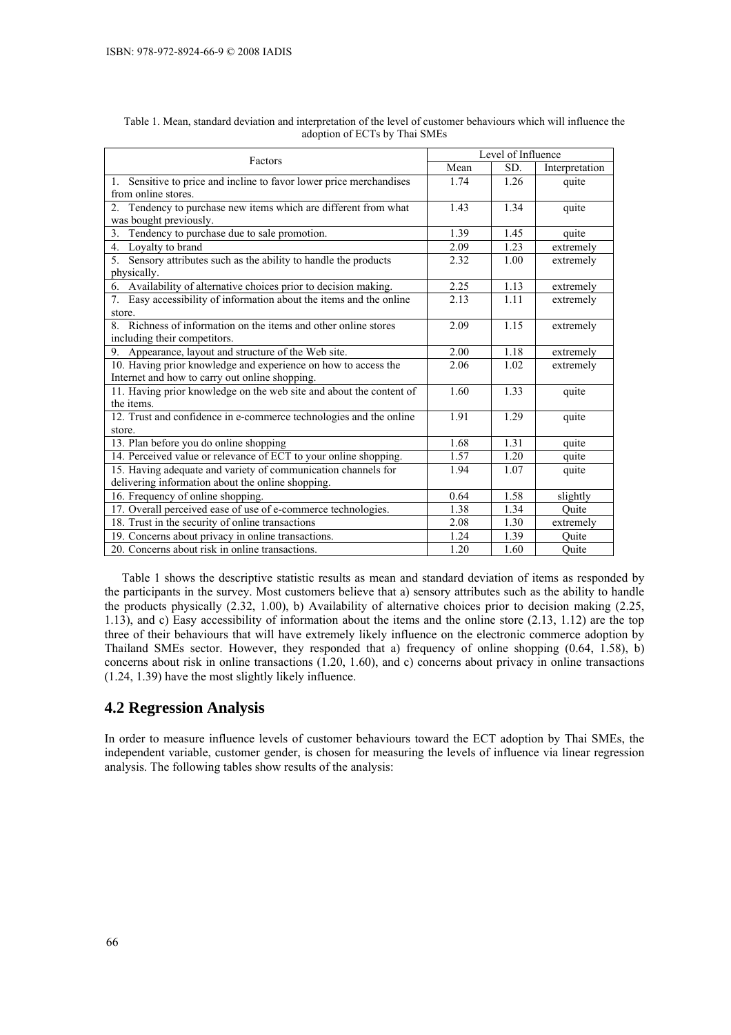Table 1. Mean, standard deviation and interpretation of the level of customer behaviours which will influence the adoption of ECTs by Thai SMEs

| Factors | Level of Influence | | |
|---|---|---|---|
| | Mean | SD. | Interpretation |
| 1. Sensitive to price and incline to favor lower price merchandises from online stores. | 1.74 | 1.26 | quite |
| 2. Tendency to purchase new items which are different from what was bought previously. | 1.43 | 1.34 | quite |
| 3. Tendency to purchase due to sale promotion. | 1.39 | 1.45 | quite |
| 4. Loyalty to brand | 2.09 | 1.23 | extremely |
| 5. Sensory attributes such as the ability to handle the products physically. | 2.32 | 1.00 | extremely |
| 6. Availability of alternative choices prior to decision making. | 2.25 | 1.13 | extremely |
| 7. Easy accessibility of information about the items and the online store. | 2.13 | 1.11 | extremely |
| 8. Richness of information on the items and other online stores including their competitors. | 2.09 | 1.15 | extremely |
| 9. Appearance, layout and structure of the Web site. | 2.00 | 1.18 | extremely |
| 10. Having prior knowledge and experience on how to access the Internet and how to carry out online shopping. | 2.06 | 1.02 | extremely |
| 11. Having prior knowledge on the web site and about the content of the items. | 1.60 | 1.33 | quite |
| 12. Trust and confidence in e-commerce technologies and the online store. | 1.91 | 1.29 | quite |
| 13. Plan before you do online shopping | 1.68 | 1.31 | quite |
| 14. Perceived value or relevance of ECT to your online shopping. | 1.57 | 1.20 | quite |
| 15. Having adequate and variety of communication channels for delivering information about the online shopping. | 1.94 | 1.07 | quite |
| 16. Frequency of online shopping. | 0.64 | 1.58 | slightly |
| 17. Overall perceived ease of use of e-commerce technologies. | 1.38 | 1.34 | Quite |
| 18. Trust in the security of online transactions | 2.08 | 1.30 | extremely |
| 19. Concerns about privacy in online transactions. | 1.24 | 1.39 | Quite |
| 20. Concerns about risk in online transactions. | 1.20 | 1.60 | Quite |

Table 1 shows the descriptive statistic results as mean and standard deviation of items as responded by the participants in the survey. Most customers believe that a) sensory attributes such as the ability to handle the products physically (2.32, 1.00), b) Availability of alternative choices prior to decision making (2.25, 1.13), and c) Easy accessibility of information about the items and the online store (2.13, 1.12) are the top three of their behaviours that will have extremely likely influence on the electronic commerce adoption by Thailand SMEs sector. However, they responded that a) frequency of online shopping (0.64, 1.58), b) concerns about risk in online transactions (1.20, 1.60), and c) concerns about privacy in online transactions (1.24, 1.39) have the most slightly likely influence.

## 4.2 Regression Analysis

In order to measure influence levels of customer behaviours toward the ECT adoption by Thai SMEs, the independent variable, customer gender, is chosen for measuring the levels of influence via linear regression analysis. The following tables show results of the analysis: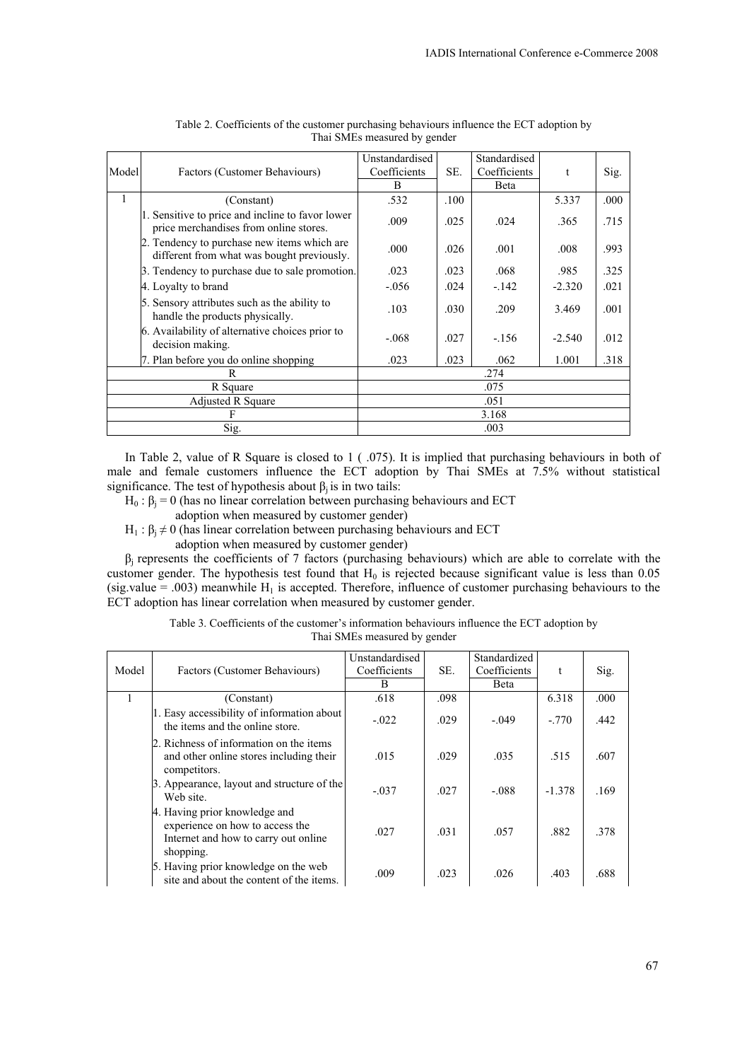Table 2. Coefficients of the customer purchasing behaviours influence the ECT adoption by Thai SMEs measured by gender

| Model | Factors (Customer Behaviours) | Unstandardised Coefficients B | SE. | Standardised Coefficients Beta | t | Sig. |
|---|---|---|---|---|---|---|
| 1 | (Constant) | .532 | .100 | | 5.337 | .000 |
| | 1. Sensitive to price and incline to favor lower price merchandises from online stores. | .009 | .025 | .024 | .365 | .715 |
| | 2. Tendency to purchase new items which are different from what was bought previously. | .000 | .026 | .001 | .008 | .993 |
| | 3. Tendency to purchase due to sale promotion. | .023 | .023 | .068 | .985 | .325 |
| | 4. Loyalty to brand | -.056 | .024 | -.142 | -2.320 | .021 |
| | 5. Sensory attributes such as the ability to handle the products physically. | .103 | .030 | .209 | 3.469 | .001 |
| | 6. Availability of alternative choices prior to decision making. | -.068 | .027 | -.156 | -2.540 | .012 |
| | 7. Plan before you do online shopping | .023 | .023 | .062 | 1.001 | .318 |
| R | | .274 | | | | |
| R Square | | .075 | | | | |
| Adjusted R Square | | .051 | | | | |
| F | | 3.168 | | | | |
| Sig. | | .003 | | | | |

In Table 2, value of R Square is closed to 1 ( .075). It is implied that purchasing behaviours in both of male and female customers influence the ECT adoption by Thai SMEs at 7.5% without statistical significance. The test of hypothesis about $\beta_j$ is in two tails:

$H_0 : \beta_j = 0$ (has no linear correlation between purchasing behaviours and ECT adoption when measured by customer gender)

$H_1 : \beta_j \neq 0$ (has linear correlation between purchasing behaviours and ECT adoption when measured by customer gender)

$\beta_j$ represents the coefficients of 7 factors (purchasing behaviours) which are able to correlate with the customer gender. The hypothesis test found that $H_0$ is rejected because significant value is less than 0.05 (sig.value = .003) meanwhile $H_1$ is accepted. Therefore, influence of customer purchasing behaviours to the ECT adoption has linear correlation when measured by customer gender.

Table 3. Coefficients of the customer's information behaviours influence the ECT adoption by Thai SMEs measured by gender

| Model | Factors (Customer Behaviours) | Unstandardised Coefficients B | SE. | Standardized Coefficients Beta | t | Sig. |
|---|---|---|---|---|---|---|
| 1 | (Constant) | .618 | .098 | | 6.318 | .000 |
| | 1. Easy accessibility of information about the items and the online store. | -.022 | .029 | -.049 | -.770 | .442 |
| | 2. Richness of information on the items and other online stores including their competitors. | .015 | .029 | .035 | .515 | .607 |
| | 3. Appearance, layout and structure of the Web site. | -.037 | .027 | -.088 | -1.378 | .169 |
| | 4. Having prior knowledge and experience on how to access the Internet and how to carry out online shopping. | .027 | .031 | .057 | .882 | .378 |
| | 5. Having prior knowledge on the web site and about the content of the items. | .009 | .023 | .026 | .403 | .688 |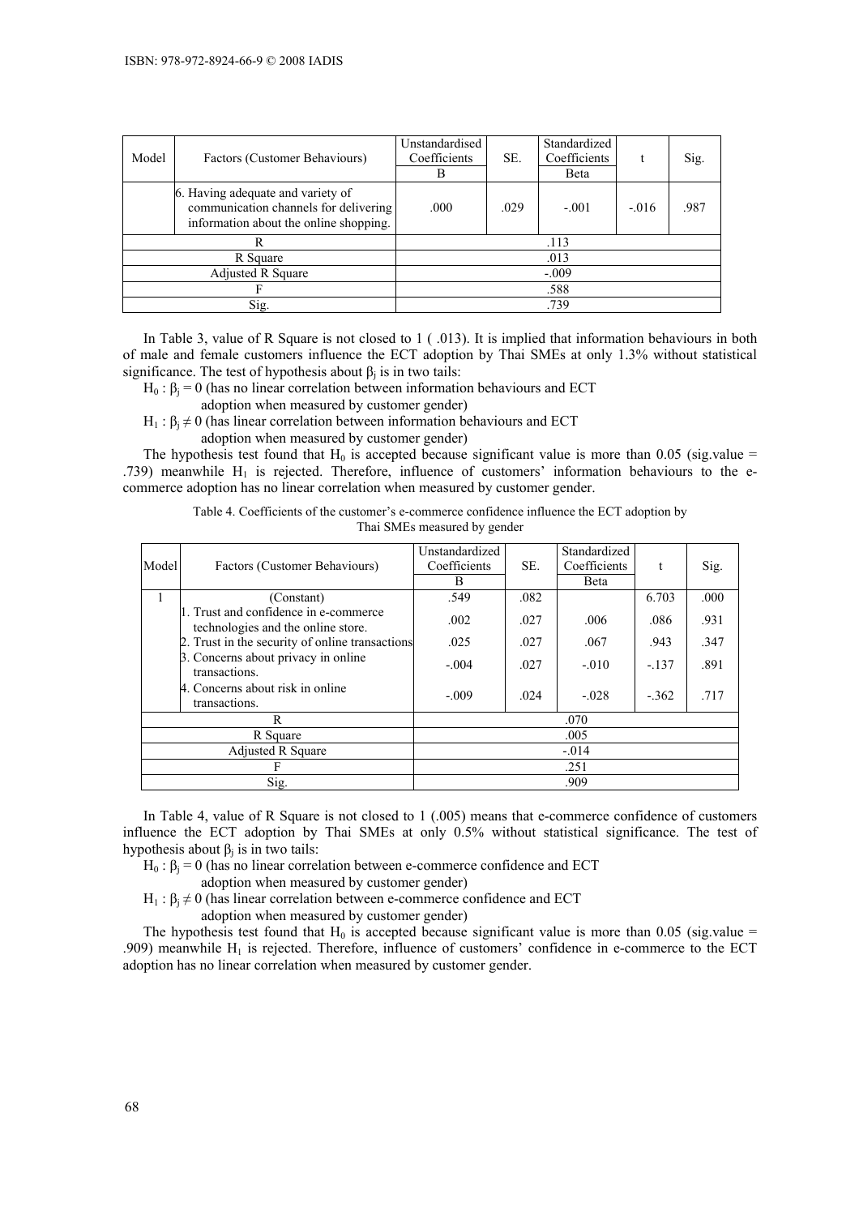| Model | Factors (Customer Behaviours) | Unstandardised Coefficients | SE. | Standardized Coefficients | t | Sig. |
|---|---|---|---|---|---|---|
| | | B | | Beta | | |
| | 6. Having adequate and variety of communication channels for delivering information about the online shopping. | .000 | .029 | -.001 | -.016 | .987 |
| R | | .113 | | | | |
| R Square | | .013 | | | | |
| Adjusted R Square | | -.009 | | | | |
| F | | .588 | | | | |
| Sig. | | .739 | | | | |

In Table 3, value of R Square is not closed to 1 ( .013). It is implied that information behaviours in both of male and female customers influence the ECT adoption by Thai SMEs at only 1.3% without statistical significance. The test of hypothesis about $\beta_j$ is in two tails:

$H_0 : \beta_j = 0$ (has no linear correlation between information behaviours and ECT adoption when measured by customer gender)

$H_1 : \beta_j \neq 0$ (has linear correlation between information behaviours and ECT adoption when measured by customer gender)

The hypothesis test found that $H_0$ is accepted because significant value is more than 0.05 (sig.value = .739) meanwhile $H_1$ is rejected. Therefore, influence of customers' information behaviours to the e-commerce adoption has no linear correlation when measured by customer gender.

Table 4. Coefficients of the customer's e-commerce confidence influence the ECT adoption by Thai SMEs measured by gender

| Model | Factors (Customer Behaviours) | Unstandardized Coefficients | SE. | Standardized Coefficients | t | Sig. |
|---|---|---|---|---|---|---|
| | | B | | Beta | | |
| 1 | (Constant) | .549 | .082 | | 6.703 | .000 |
| | 1. Trust and confidence in e-commerce technologies and the online store. | .002 | .027 | .006 | .086 | .931 |
| | 2. Trust in the security of online transactions | .025 | .027 | .067 | .943 | .347 |
| | 3. Concerns about privacy in online transactions. | -.004 | .027 | -.010 | -.137 | .891 |
| | 4. Concerns about risk in online transactions. | -.009 | .024 | -.028 | -.362 | .717 |
| R | | .070 | | | | |
| R Square | | .005 | | | | |
| Adjusted R Square | | -.014 | | | | |
| F | | .251 | | | | |
| Sig. | | .909 | | | | |

In Table 4, value of R Square is not closed to 1 (.005) means that e-commerce confidence of customers influence the ECT adoption by Thai SMEs at only 0.5% without statistical significance. The test of hypothesis about $\beta_j$ is in two tails:

$H_0 : \beta_j = 0$ (has no linear correlation between e-commerce confidence and ECT adoption when measured by customer gender)

$H_1 : \beta_j \neq 0$ (has linear correlation between e-commerce confidence and ECT adoption when measured by customer gender)

The hypothesis test found that $H_0$ is accepted because significant value is more than 0.05 (sig.value = .909) meanwhile $H_1$ is rejected. Therefore, influence of customers' confidence in e-commerce to the ECT adoption has no linear correlation when measured by customer gender.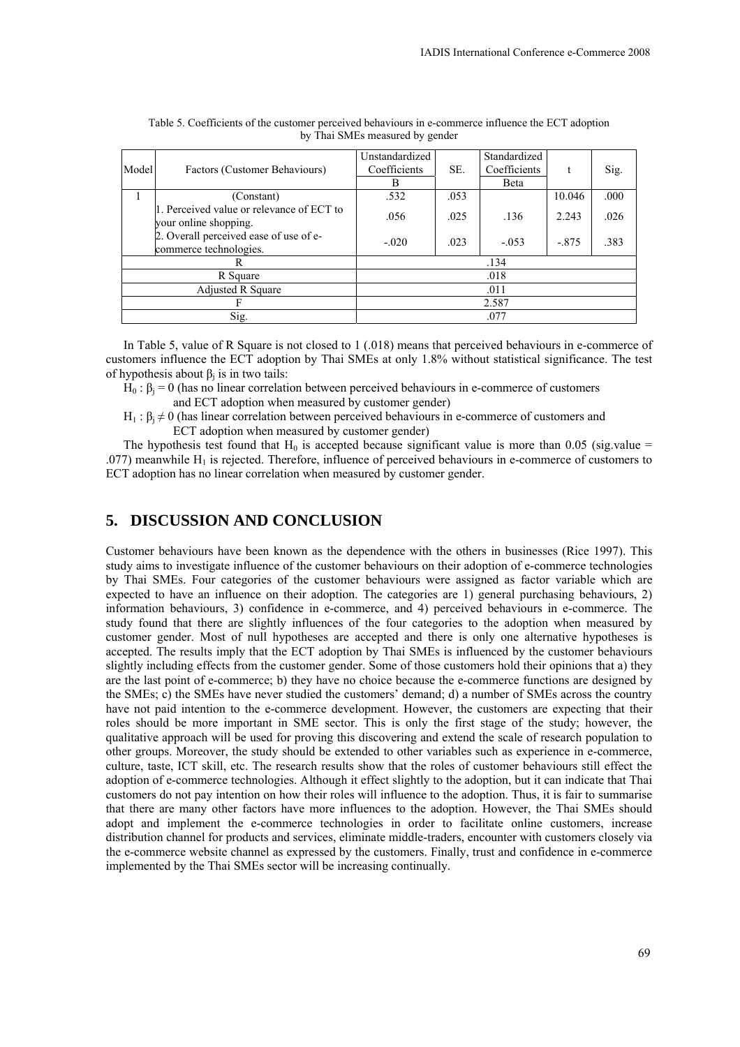Table 5. Coefficients of the customer perceived behaviours in e-commerce influence the ECT adoption by Thai SMEs measured by gender

| Model | Factors (Customer Behaviours) | Unstandardized Coefficients B | SE. | Standardized Coefficients Beta | t | Sig. |
|---|---|---|---|---|---|---|
| 1 | (Constant) | .532 | .053 | | 10.046 | .000 |
| | 1. Perceived value or relevance of ECT to your online shopping. | .056 | .025 | .136 | 2.243 | .026 |
| | 2. Overall perceived ease of use of e-commerce technologies. | -.020 | .023 | -.053 | -.875 | .383 |
| R | | .134 | | | | |
| R Square | | .018 | | | | |
| Adjusted R Square | | .011 | | | | |
| F | | 2.587 | | | | |
| Sig. | | .077 | | | | |

In Table 5, value of R Square is not closed to 1 (.018) means that perceived behaviours in e-commerce of customers influence the ECT adoption by Thai SMEs at only 1.8% without statistical significance. The test of hypothesis about $\beta_j$ is in two tails:

$H_0 : \beta_j = 0$ (has no linear correlation between perceived behaviours in e-commerce of customers and ECT adoption when measured by customer gender)

$H_1 : \beta_j \neq 0$ (has linear correlation between perceived behaviours in e-commerce of customers and ECT adoption when measured by customer gender)

The hypothesis test found that $H_0$ is accepted because significant value is more than 0.05 (sig.value = .077) meanwhile $H_1$ is rejected. Therefore, influence of perceived behaviours in e-commerce of customers to ECT adoption has no linear correlation when measured by customer gender.

## 5. DISCUSSION AND CONCLUSION

Customer behaviours have been known as the dependence with the others in businesses (Rice 1997). This study aims to investigate influence of the customer behaviours on their adoption of e-commerce technologies by Thai SMEs. Four categories of the customer behaviours were assigned as factor variable which are expected to have an influence on their adoption. The categories are 1) general purchasing behaviours, 2) information behaviours, 3) confidence in e-commerce, and 4) perceived behaviours in e-commerce. The study found that there are slightly influences of the four categories to the adoption when measured by customer gender. Most of null hypotheses are accepted and there is only one alternative hypotheses is accepted. The results imply that the ECT adoption by Thai SMEs is influenced by the customer behaviours slightly including effects from the customer gender. Some of those customers hold their opinions that a) they are the last point of e-commerce; b) they have no choice because the e-commerce functions are designed by the SMEs; c) the SMEs have never studied the customers' demand; d) a number of SMEs across the country have not paid intention to the e-commerce development. However, the customers are expecting that their roles should be more important in SME sector. This is only the first stage of the study; however, the qualitative approach will be used for proving this discovering and extend the scale of research population to other groups. Moreover, the study should be extended to other variables such as experience in e-commerce, culture, taste, ICT skill, etc. The research results show that the roles of customer behaviours still effect the adoption of e-commerce technologies. Although it effect slightly to the adoption, but it can indicate that Thai customers do not pay intention on how their roles will influence to the adoption. Thus, it is fair to summarise that there are many other factors have more influences to the adoption. However, the Thai SMEs should adopt and implement the e-commerce technologies in order to facilitate online customers, increase distribution channel for products and services, eliminate middle-traders, encounter with customers closely via the e-commerce website channel as expressed by the customers. Finally, trust and confidence in e-commerce implemented by the Thai SMEs sector will be increasing continually.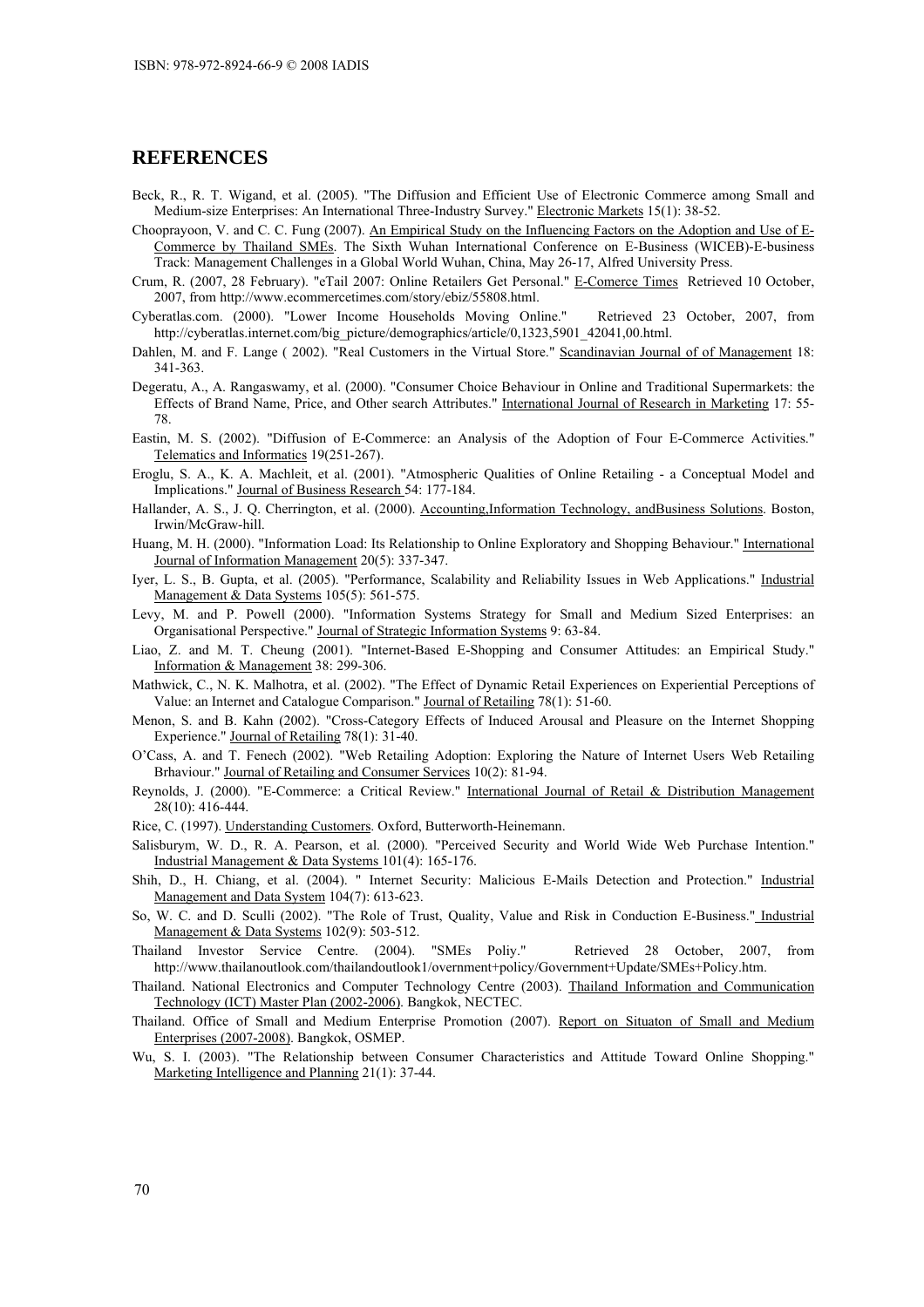## REFERENCES

Beck, R., R. T. Wigand, et al. (2005). "The Diffusion and Efficient Use of Electronic Commerce among Small and Medium-size Enterprises: An International Three-Industry Survey." Electronic Markets 15(1): 38-52.

Chooprayoon, V. and C. C. Fung (2007). An Empirical Study on the Influencing Factors on the Adoption and Use of E-Commerce by Thailand SMEs. The Sixth Wuhan International Conference on E-Business (WICEB)-E-business Track: Management Challenges in a Global World Wuhan, China, May 26-17, Alfred University Press.

Crum, R. (2007, 28 February). "eTail 2007: Online Retailers Get Personal." E-Comerce Times Retrieved 10 October, 2007, from http://www.ecommercetimes.com/story/ebiz/55808.html.

Cyberatlas.com. (2000). "Lower Income Households Moving Online." Retrieved 23 October, 2007, from http://cyberatlas.internet.com/big_picture/demographics/article/0,1323,5901_42041,00.html.

Dahlen, M. and F. Lange ( 2002). "Real Customers in the Virtual Store." Scandinavian Journal of of Management 18: 341-363.

Degeratu, A., A. Rangaswamy, et al. (2000). "Consumer Choice Behaviour in Online and Traditional Supermarkets: the Effects of Brand Name, Price, and Other search Attributes." International Journal of Research in Marketing 17: 55-78.

Eastin, M. S. (2002). "Diffusion of E-Commerce: an Analysis of the Adoption of Four E-Commerce Activities." Telematics and Informatics 19(251-267).

Eroglu, S. A., K. A. Machleit, et al. (2001). "Atmospheric Qualities of Online Retailing - a Conceptual Model and Implications." Journal of Business Research 54: 177-184.

Hallander, A. S., J. Q. Cherrington, et al. (2000). Accounting,Information Technology, andBusiness Solutions. Boston, Irwin/McGraw-hill.

Huang, M. H. (2000). "Information Load: Its Relationship to Online Exploratory and Shopping Behaviour." International Journal of Information Management 20(5): 337-347.

Iyer, L. S., B. Gupta, et al. (2005). "Performance, Scalability and Reliability Issues in Web Applications." Industrial Management & Data Systems 105(5): 561-575.

Levy, M. and P. Powell (2000). "Information Systems Strategy for Small and Medium Sized Enterprises: an Organisational Perspective." Journal of Strategic Information Systems 9: 63-84.

Liao, Z. and M. T. Cheung (2001). "Internet-Based E-Shopping and Consumer Attitudes: an Empirical Study." Information & Management 38: 299-306.

Mathwick, C., N. K. Malhotra, et al. (2002). "The Effect of Dynamic Retail Experiences on Experiential Perceptions of Value: an Internet and Catalogue Comparison." Journal of Retailing 78(1): 51-60.

Menon, S. and B. Kahn (2002). "Cross-Category Effects of Induced Arousal and Pleasure on the Internet Shopping Experience." Journal of Retailing 78(1): 31-40.

O'Cass, A. and T. Fenech (2002). "Web Retailing Adoption: Exploring the Nature of Internet Users Web Retailing Brhaviour." Journal of Retailing and Consumer Services 10(2): 81-94.

Reynolds, J. (2000). "E-Commerce: a Critical Review." International Journal of Retail & Distribution Management 28(10): 416-444.

Rice, C. (1997). Understanding Customers. Oxford, Butterworth-Heinemann.

Salisburym, W. D., R. A. Pearson, et al. (2000). "Perceived Security and World Wide Web Purchase Intention." Industrial Management & Data Systems 101(4): 165-176.

Shih, D., H. Chiang, et al. (2004). " Internet Security: Malicious E-Mails Detection and Protection." Industrial Management and Data System 104(7): 613-623.

So, W. C. and D. Sculli (2002). "The Role of Trust, Quality, Value and Risk in Conduction E-Business." Industrial Management & Data Systems 102(9): 503-512.

Thailand Investor Service Centre. (2004). "SMEs Poliy." Retrieved 28 October, 2007, from http://www.thailanoutlook.com/thailandoutlook1/overnment+policy/Government+Update/SMEs+Policy.htm.

Thailand. National Electronics and Computer Technology Centre (2003). Thailand Information and Communication Technology (ICT) Master Plan (2002-2006). Bangkok, NECTEC.

Thailand. Office of Small and Medium Enterprise Promotion (2007). Report on Situaton of Small and Medium Enterprises (2007-2008). Bangkok, OSMEP.

Wu, S. I. (2003). "The Relationship between Consumer Characteristics and Attitude Toward Online Shopping." Marketing Intelligence and Planning 21(1): 37-44.